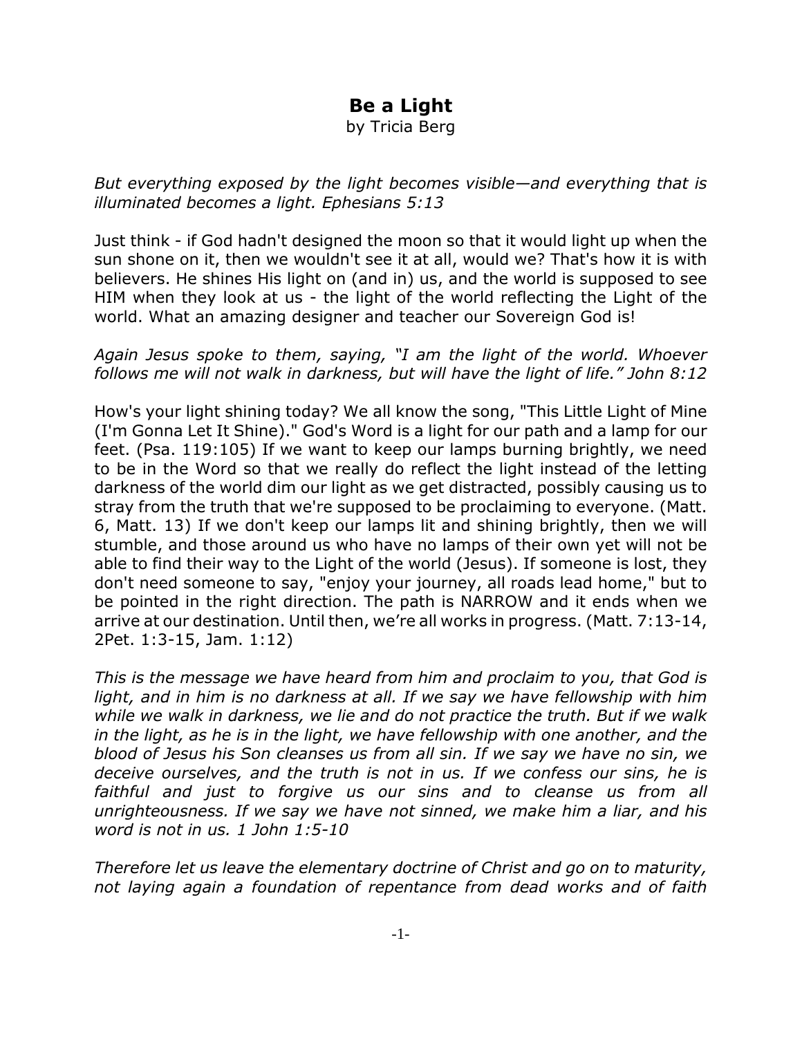# Be a Light

by Tricia Berg

*But everything exposed by the light becomes visible—and everything that is illuminated becomes a light. Ephesians 5:13*

Just think - if God hadn't designed the moon so that it would light up when the sun shone on it, then we wouldn't see it at all, would we? That's how it is with believers. He shines His light on (and in) us, and the world is supposed to see HIM when they look at us - the light of the world reflecting the Light of the world. What an amazing designer and teacher our Sovereign God is!

*Again Jesus spoke to them, saying, "I am the light of the world. Whoever follows me will not walk in darkness, but will have the light of life." John 8:12*

How's your light shining today? We all know the song, "This Little Light of Mine (I'm Gonna Let It Shine)." God's Word is a light for our path and a lamp for our feet. (Psa. 119:105) If we want to keep our lamps burning brightly, we need to be in the Word so that we really do reflect the light instead of the letting darkness of the world dim our light as we get distracted, possibly causing us to stray from the truth that we're supposed to be proclaiming to everyone. (Matt. 6, Matt. 13) If we don't keep our lamps lit and shining brightly, then we will stumble, and those around us who have no lamps of their own yet will not be able to find their way to the Light of the world (Jesus). If someone is lost, they don't need someone to say, "enjoy your journey, all roads lead home," but to be pointed in the right direction. The path is NARROW and it ends when we arrive at our destination. Until then, we're all works in progress. (Matt. 7:13-14, 2Pet. 1:3-15, Jam. 1:12)

*This is the message we have heard from him and proclaim to you, that God is light, and in him is no darkness at all. If we say we have fellowship with him while we walk in darkness, we lie and do not practice the truth. But if we walk in the light, as he is in the light, we have fellowship with one another, and the blood of Jesus his Son cleanses us from all sin. If we say we have no sin, we deceive ourselves, and the truth is not in us. If we confess our sins, he is faithful and just to forgive us our sins and to cleanse us from all unrighteousness. If we say we have not sinned, we make him a liar, and his word is not in us. 1 John 1:5-10*

*Therefore let us leave the elementary doctrine of Christ and go on to maturity, not laying again a foundation of repentance from dead works and of faith*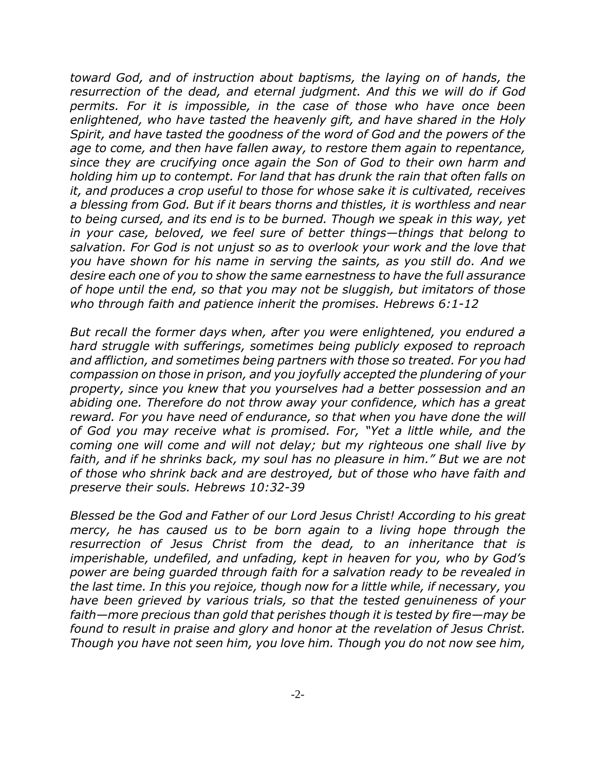*toward God, and of instruction about baptisms, the laying on of hands, the resurrection of the dead, and eternal judgment. And this we will do if God permits. For it is impossible, in the case of those who have once been enlightened, who have tasted the heavenly gift, and have shared in the Holy Spirit, and have tasted the goodness of the word of God and the powers of the age to come, and then have fallen away, to restore them again to repentance, since they are crucifying once again the Son of God to their own harm and holding him up to contempt. For land that has drunk the rain that often falls on it, and produces a crop useful to those for whose sake it is cultivated, receives a blessing from God. But if it bears thorns and thistles, it is worthless and near to being cursed, and its end is to be burned. Though we speak in this way, yet in your case, beloved, we feel sure of better things—things that belong to salvation. For God is not unjust so as to overlook your work and the love that you have shown for his name in serving the saints, as you still do. And we desire each one of you to show the same earnestness to have the full assurance of hope until the end, so that you may not be sluggish, but imitators of those who through faith and patience inherit the promises. Hebrews 6:1-12*

*But recall the former days when, after you were enlightened, you endured a hard struggle with sufferings, sometimes being publicly exposed to reproach and affliction, and sometimes being partners with those so treated. For you had compassion on those in prison, and you joyfully accepted the plundering of your property, since you knew that you yourselves had a better possession and an abiding one. Therefore do not throw away your confidence, which has a great reward. For you have need of endurance, so that when you have done the will of God you may receive what is promised. For, "Yet a little while, and the coming one will come and will not delay; but my righteous one shall live by faith, and if he shrinks back, my soul has no pleasure in him." But we are not of those who shrink back and are destroyed, but of those who have faith and preserve their souls. Hebrews 10:32-39*

*Blessed be the God and Father of our Lord Jesus Christ! According to his great mercy, he has caused us to be born again to a living hope through the resurrection of Jesus Christ from the dead, to an inheritance that is imperishable, undefiled, and unfading, kept in heaven for you, who by God's power are being guarded through faith for a salvation ready to be revealed in the last time. In this you rejoice, though now for a little while, if necessary, you have been grieved by various trials, so that the tested genuineness of your faith—more precious than gold that perishes though it is tested by fire—may be found to result in praise and glory and honor at the revelation of Jesus Christ. Though you have not seen him, you love him. Though you do not now see him,*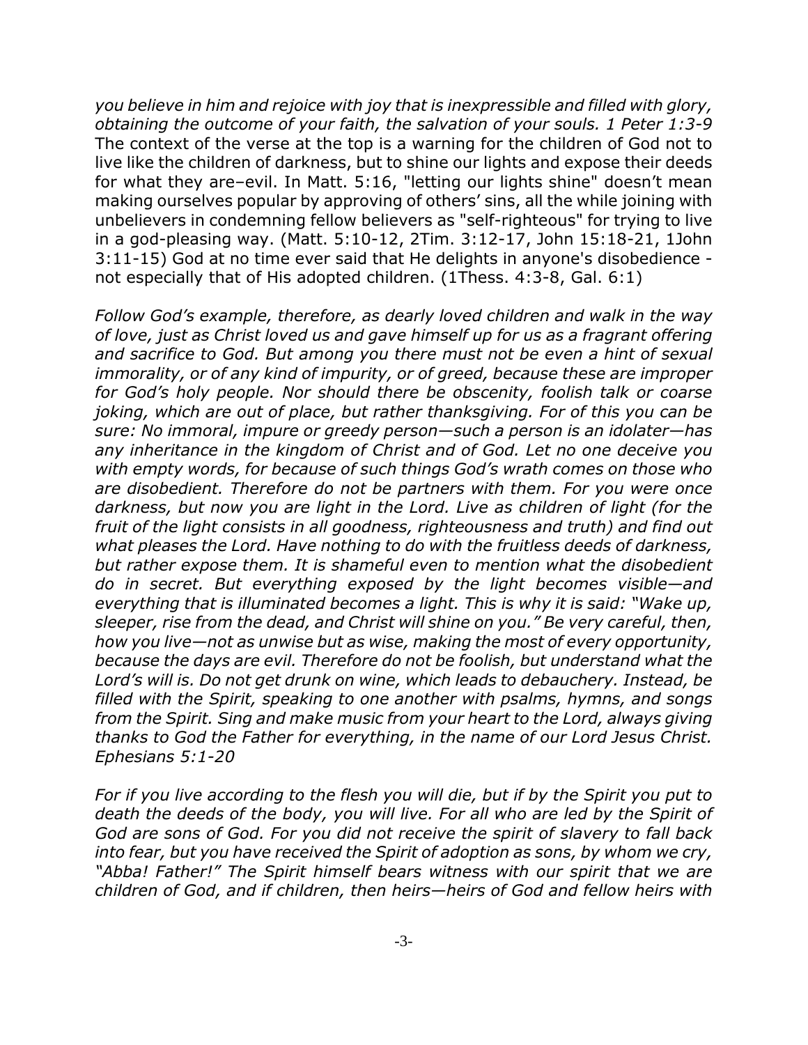*you believe in him and rejoice with joy that is inexpressible and filled with glory, obtaining the outcome of your faith, the salvation of your souls. 1 Peter 1:3-9*
The context of the verse at the top is a warning for the children of God not to live like the children of darkness, but to shine our lights and expose their deeds for what they are–evil. In Matt. 5:16, "letting our lights shine" doesn't mean making ourselves popular by approving of others' sins, all the while joining with unbelievers in condemning fellow believers as "self-righteous" for trying to live in a god-pleasing way. (Matt. 5:10-12, 2Tim. 3:12-17, John 15:18-21, 1John 3:11-15) God at no time ever said that He delights in anyone's disobedience - not especially that of His adopted children. (1Thess. 4:3-8, Gal. 6:1)

*Follow God's example, therefore, as dearly loved children and walk in the way of love, just as Christ loved us and gave himself up for us as a fragrant offering and sacrifice to God. But among you there must not be even a hint of sexual immorality, or of any kind of impurity, or of greed, because these are improper for God's holy people. Nor should there be obscenity, foolish talk or coarse joking, which are out of place, but rather thanksgiving. For of this you can be sure: No immoral, impure or greedy person—such a person is an idolater—has any inheritance in the kingdom of Christ and of God. Let no one deceive you with empty words, for because of such things God's wrath comes on those who are disobedient. Therefore do not be partners with them. For you were once darkness, but now you are light in the Lord. Live as children of light (for the fruit of the light consists in all goodness, righteousness and truth) and find out what pleases the Lord. Have nothing to do with the fruitless deeds of darkness, but rather expose them. It is shameful even to mention what the disobedient do in secret. But everything exposed by the light becomes visible—and everything that is illuminated becomes a light. This is why it is said: "Wake up, sleeper, rise from the dead, and Christ will shine on you." Be very careful, then, how you live—not as unwise but as wise, making the most of every opportunity, because the days are evil. Therefore do not be foolish, but understand what the Lord's will is. Do not get drunk on wine, which leads to debauchery. Instead, be filled with the Spirit, speaking to one another with psalms, hymns, and songs from the Spirit. Sing and make music from your heart to the Lord, always giving thanks to God the Father for everything, in the name of our Lord Jesus Christ. Ephesians 5:1-20*

*For if you live according to the flesh you will die, but if by the Spirit you put to death the deeds of the body, you will live. For all who are led by the Spirit of God are sons of God. For you did not receive the spirit of slavery to fall back into fear, but you have received the Spirit of adoption as sons, by whom we cry, "Abba! Father!" The Spirit himself bears witness with our spirit that we are children of God, and if children, then heirs—heirs of God and fellow heirs with*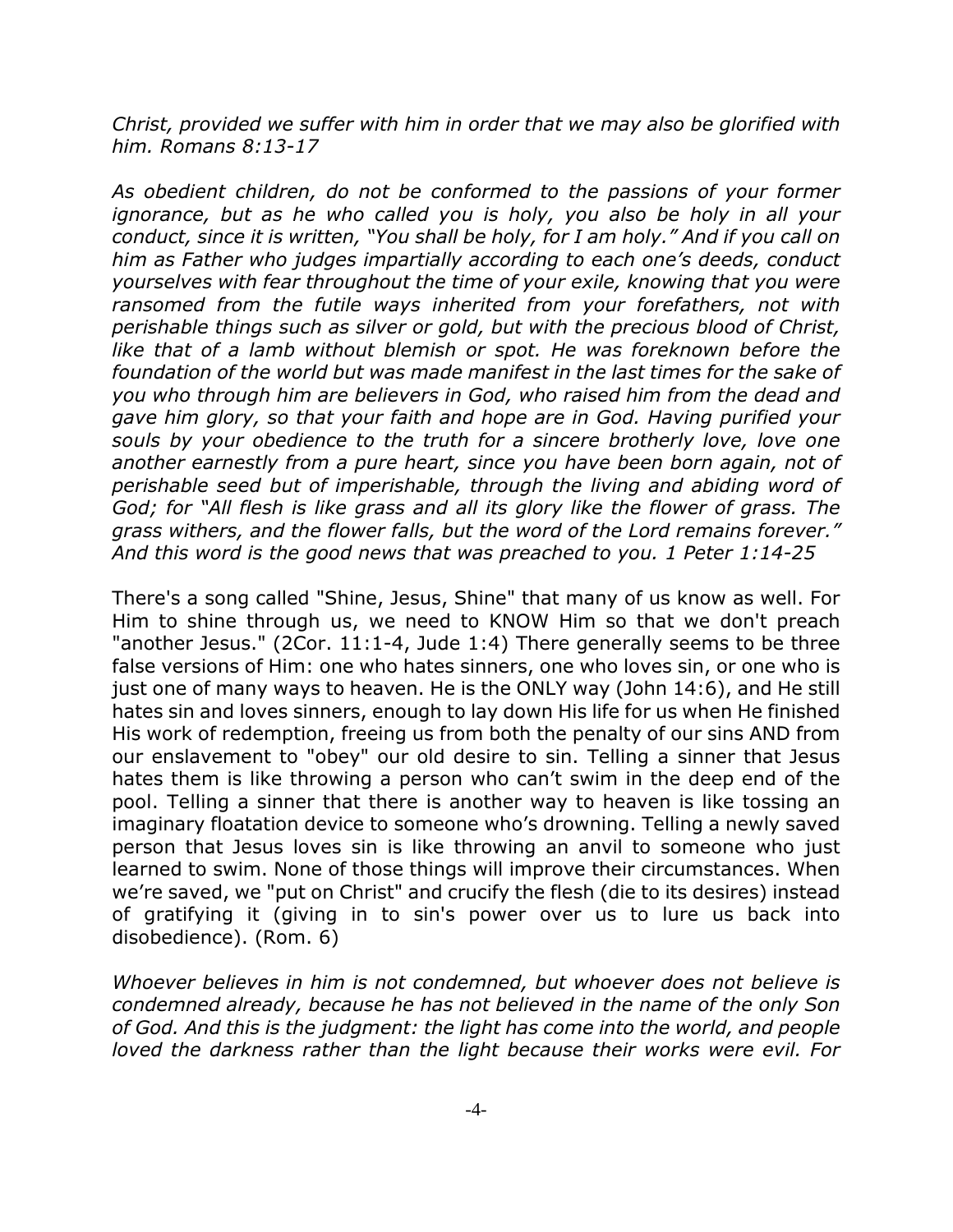*Christ, provided we suffer with him in order that we may also be glorified with him. Romans 8:13-17*

*As obedient children, do not be conformed to the passions of your former ignorance, but as he who called you is holy, you also be holy in all your conduct, since it is written, "You shall be holy, for I am holy." And if you call on him as Father who judges impartially according to each one's deeds, conduct yourselves with fear throughout the time of your exile, knowing that you were ransomed from the futile ways inherited from your forefathers, not with perishable things such as silver or gold, but with the precious blood of Christ, like that of a lamb without blemish or spot. He was foreknown before the foundation of the world but was made manifest in the last times for the sake of you who through him are believers in God, who raised him from the dead and gave him glory, so that your faith and hope are in God. Having purified your souls by your obedience to the truth for a sincere brotherly love, love one another earnestly from a pure heart, since you have been born again, not of perishable seed but of imperishable, through the living and abiding word of God; for "All flesh is like grass and all its glory like the flower of grass. The grass withers, and the flower falls, but the word of the Lord remains forever." And this word is the good news that was preached to you. 1 Peter 1:14-25*

There's a song called "Shine, Jesus, Shine" that many of us know as well. For Him to shine through us, we need to KNOW Him so that we don't preach "another Jesus." (2Cor. 11:1-4, Jude 1:4) There generally seems to be three false versions of Him: one who hates sinners, one who loves sin, or one who is just one of many ways to heaven. He is the ONLY way (John 14:6), and He still hates sin and loves sinners, enough to lay down His life for us when He finished His work of redemption, freeing us from both the penalty of our sins AND from our enslavement to "obey" our old desire to sin. Telling a sinner that Jesus hates them is like throwing a person who can't swim in the deep end of the pool. Telling a sinner that there is another way to heaven is like tossing an imaginary floatation device to someone who's drowning. Telling a newly saved person that Jesus loves sin is like throwing an anvil to someone who just learned to swim. None of those things will improve their circumstances. When we're saved, we "put on Christ" and crucify the flesh (die to its desires) instead of gratifying it (giving in to sin's power over us to lure us back into disobedience). (Rom. 6)

*Whoever believes in him is not condemned, but whoever does not believe is condemned already, because he has not believed in the name of the only Son of God. And this is the judgment: the light has come into the world, and people loved the darkness rather than the light because their works were evil. For*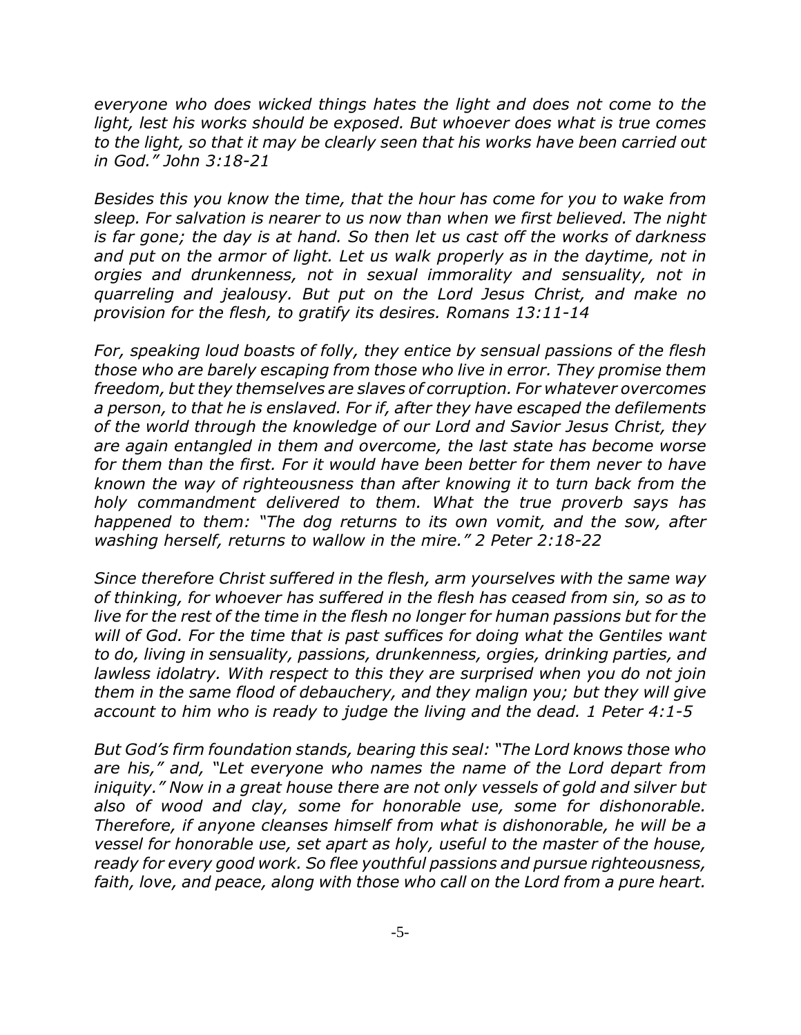*everyone who does wicked things hates the light and does not come to the light, lest his works should be exposed. But whoever does what is true comes to the light, so that it may be clearly seen that his works have been carried out in God." John 3:18-21*

*Besides this you know the time, that the hour has come for you to wake from sleep. For salvation is nearer to us now than when we first believed. The night is far gone; the day is at hand. So then let us cast off the works of darkness and put on the armor of light. Let us walk properly as in the daytime, not in orgies and drunkenness, not in sexual immorality and sensuality, not in quarreling and jealousy. But put on the Lord Jesus Christ, and make no provision for the flesh, to gratify its desires. Romans 13:11-14*

*For, speaking loud boasts of folly, they entice by sensual passions of the flesh those who are barely escaping from those who live in error. They promise them freedom, but they themselves are slaves of corruption. For whatever overcomes a person, to that he is enslaved. For if, after they have escaped the defilements of the world through the knowledge of our Lord and Savior Jesus Christ, they are again entangled in them and overcome, the last state has become worse for them than the first. For it would have been better for them never to have known the way of righteousness than after knowing it to turn back from the holy commandment delivered to them. What the true proverb says has happened to them: "The dog returns to its own vomit, and the sow, after washing herself, returns to wallow in the mire." 2 Peter 2:18-22*

*Since therefore Christ suffered in the flesh, arm yourselves with the same way of thinking, for whoever has suffered in the flesh has ceased from sin, so as to live for the rest of the time in the flesh no longer for human passions but for the will of God. For the time that is past suffices for doing what the Gentiles want to do, living in sensuality, passions, drunkenness, orgies, drinking parties, and lawless idolatry. With respect to this they are surprised when you do not join them in the same flood of debauchery, and they malign you; but they will give account to him who is ready to judge the living and the dead. 1 Peter 4:1-5*

*But God's firm foundation stands, bearing this seal: "The Lord knows those who are his," and, "Let everyone who names the name of the Lord depart from iniquity." Now in a great house there are not only vessels of gold and silver but also of wood and clay, some for honorable use, some for dishonorable. Therefore, if anyone cleanses himself from what is dishonorable, he will be a vessel for honorable use, set apart as holy, useful to the master of the house, ready for every good work. So flee youthful passions and pursue righteousness, faith, love, and peace, along with those who call on the Lord from a pure heart.*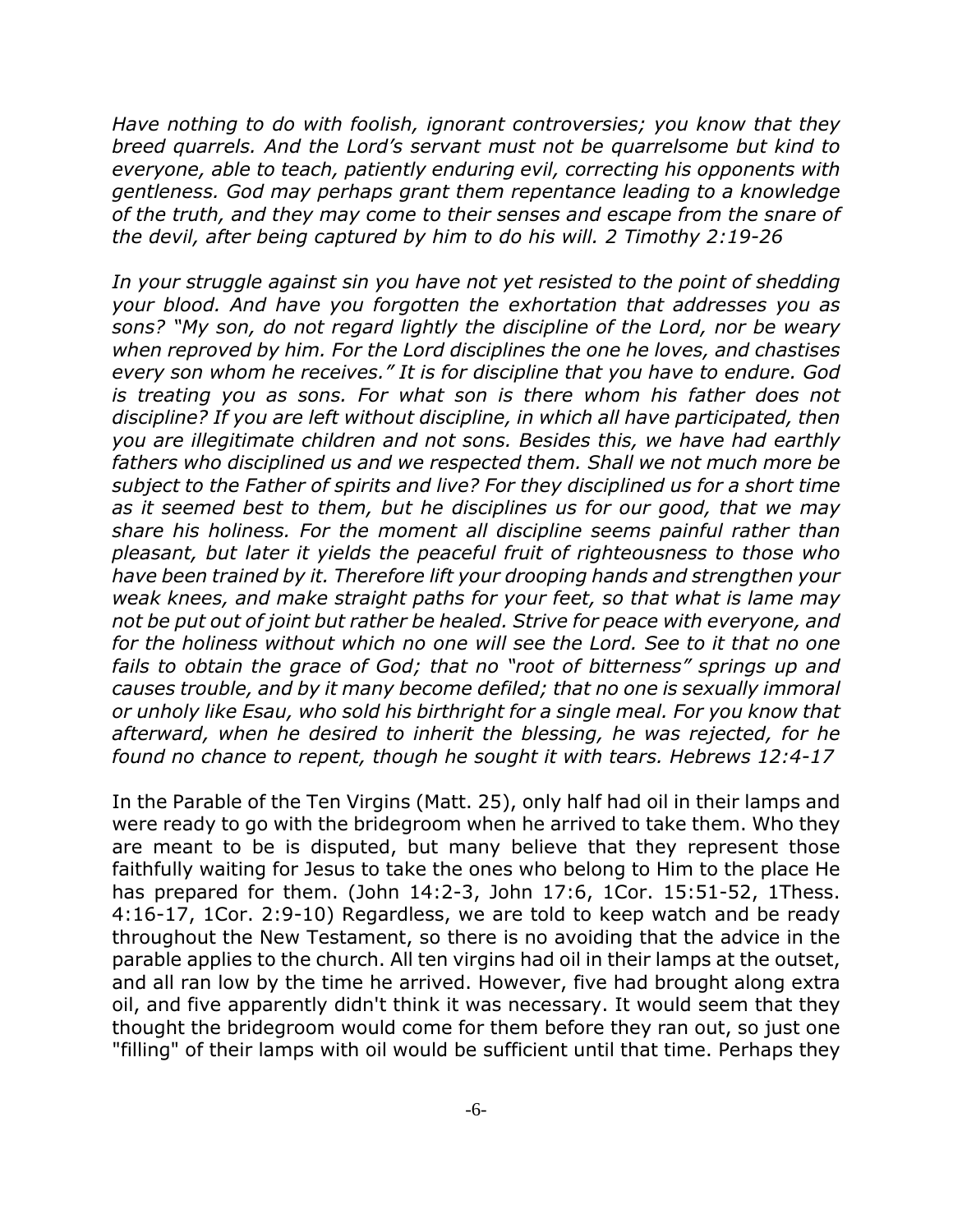*Have nothing to do with foolish, ignorant controversies; you know that they breed quarrels. And the Lord's servant must not be quarrelsome but kind to everyone, able to teach, patiently enduring evil, correcting his opponents with gentleness. God may perhaps grant them repentance leading to a knowledge of the truth, and they may come to their senses and escape from the snare of the devil, after being captured by him to do his will. 2 Timothy 2:19-26*

*In your struggle against sin you have not yet resisted to the point of shedding your blood. And have you forgotten the exhortation that addresses you as sons? "My son, do not regard lightly the discipline of the Lord, nor be weary when reproved by him. For the Lord disciplines the one he loves, and chastises every son whom he receives." It is for discipline that you have to endure. God is treating you as sons. For what son is there whom his father does not discipline? If you are left without discipline, in which all have participated, then you are illegitimate children and not sons. Besides this, we have had earthly fathers who disciplined us and we respected them. Shall we not much more be subject to the Father of spirits and live? For they disciplined us for a short time as it seemed best to them, but he disciplines us for our good, that we may share his holiness. For the moment all discipline seems painful rather than pleasant, but later it yields the peaceful fruit of righteousness to those who have been trained by it. Therefore lift your drooping hands and strengthen your weak knees, and make straight paths for your feet, so that what is lame may not be put out of joint but rather be healed. Strive for peace with everyone, and for the holiness without which no one will see the Lord. See to it that no one fails to obtain the grace of God; that no "root of bitterness" springs up and causes trouble, and by it many become defiled; that no one is sexually immoral or unholy like Esau, who sold his birthright for a single meal. For you know that afterward, when he desired to inherit the blessing, he was rejected, for he found no chance to repent, though he sought it with tears. Hebrews 12:4-17*

In the Parable of the Ten Virgins (Matt. 25), only half had oil in their lamps and were ready to go with the bridegroom when he arrived to take them. Who they are meant to be is disputed, but many believe that they represent those faithfully waiting for Jesus to take the ones who belong to Him to the place He has prepared for them. (John 14:2-3, John 17:6, 1Cor. 15:51-52, 1Thess. 4:16-17, 1Cor. 2:9-10) Regardless, we are told to keep watch and be ready throughout the New Testament, so there is no avoiding that the advice in the parable applies to the church. All ten virgins had oil in their lamps at the outset, and all ran low by the time he arrived. However, five had brought along extra oil, and five apparently didn't think it was necessary. It would seem that they thought the bridegroom would come for them before they ran out, so just one "filling" of their lamps with oil would be sufficient until that time. Perhaps they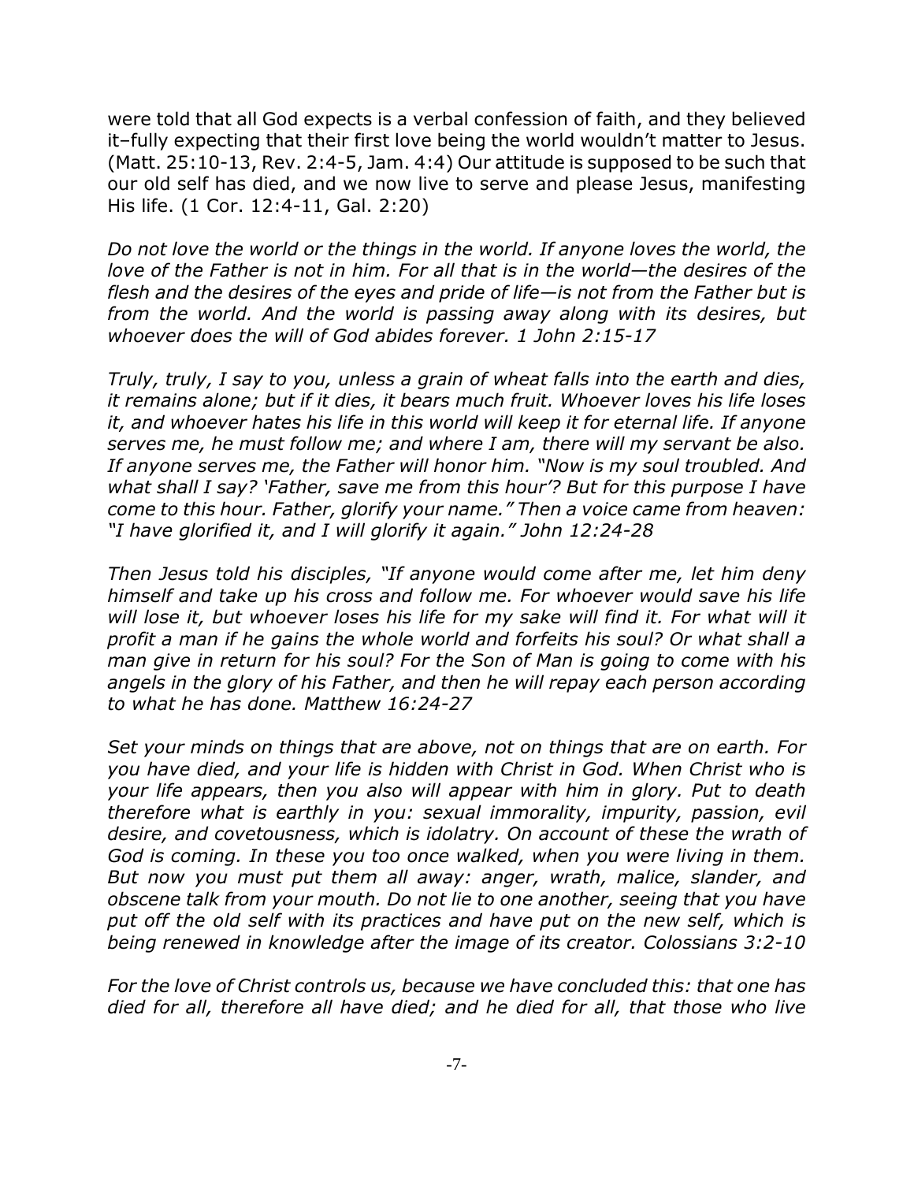were told that all God expects is a verbal confession of faith, and they believed it–fully expecting that their first love being the world wouldn't matter to Jesus. (Matt. 25:10-13, Rev. 2:4-5, Jam. 4:4) Our attitude is supposed to be such that our old self has died, and we now live to serve and please Jesus, manifesting His life. (1 Cor. 12:4-11, Gal. 2:20)

*Do not love the world or the things in the world. If anyone loves the world, the love of the Father is not in him. For all that is in the world—the desires of the flesh and the desires of the eyes and pride of life—is not from the Father but is from the world. And the world is passing away along with its desires, but whoever does the will of God abides forever. 1 John 2:15-17*

*Truly, truly, I say to you, unless a grain of wheat falls into the earth and dies, it remains alone; but if it dies, it bears much fruit. Whoever loves his life loses it, and whoever hates his life in this world will keep it for eternal life. If anyone serves me, he must follow me; and where I am, there will my servant be also. If anyone serves me, the Father will honor him. "Now is my soul troubled. And what shall I say? 'Father, save me from this hour'? But for this purpose I have come to this hour. Father, glorify your name." Then a voice came from heaven: "I have glorified it, and I will glorify it again." John 12:24-28*

*Then Jesus told his disciples, "If anyone would come after me, let him deny himself and take up his cross and follow me. For whoever would save his life will lose it, but whoever loses his life for my sake will find it. For what will it profit a man if he gains the whole world and forfeits his soul? Or what shall a man give in return for his soul? For the Son of Man is going to come with his angels in the glory of his Father, and then he will repay each person according to what he has done. Matthew 16:24-27*

*Set your minds on things that are above, not on things that are on earth. For you have died, and your life is hidden with Christ in God. When Christ who is your life appears, then you also will appear with him in glory. Put to death therefore what is earthly in you: sexual immorality, impurity, passion, evil desire, and covetousness, which is idolatry. On account of these the wrath of God is coming. In these you too once walked, when you were living in them. But now you must put them all away: anger, wrath, malice, slander, and obscene talk from your mouth. Do not lie to one another, seeing that you have put off the old self with its practices and have put on the new self, which is being renewed in knowledge after the image of its creator. Colossians 3:2-10*

*For the love of Christ controls us, because we have concluded this: that one has died for all, therefore all have died; and he died for all, that those who live*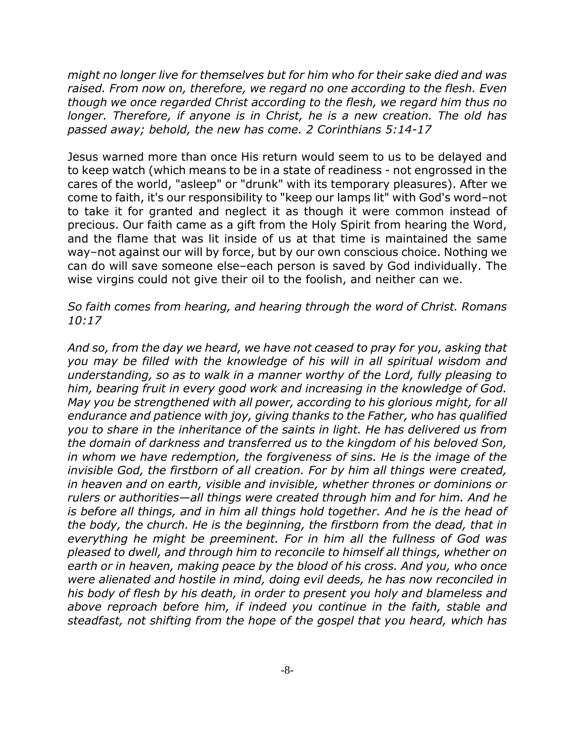*might no longer live for themselves but for him who for their sake died and was raised. From now on, therefore, we regard no one according to the flesh. Even though we once regarded Christ according to the flesh, we regard him thus no longer. Therefore, if anyone is in Christ, he is a new creation. The old has passed away; behold, the new has come. 2 Corinthians 5:14-17*

Jesus warned more than once His return would seem to us to be delayed and to keep watch (which means to be in a state of readiness - not engrossed in the cares of the world, "asleep" or "drunk" with its temporary pleasures). After we come to faith, it's our responsibility to "keep our lamps lit" with God's word–not to take it for granted and neglect it as though it were common instead of precious. Our faith came as a gift from the Holy Spirit from hearing the Word, and the flame that was lit inside of us at that time is maintained the same way–not against our will by force, but by our own conscious choice. Nothing we can do will save someone else–each person is saved by God individually. The wise virgins could not give their oil to the foolish, and neither can we.

*So faith comes from hearing, and hearing through the word of Christ. Romans 10:17*

*And so, from the day we heard, we have not ceased to pray for you, asking that you may be filled with the knowledge of his will in all spiritual wisdom and understanding, so as to walk in a manner worthy of the Lord, fully pleasing to him, bearing fruit in every good work and increasing in the knowledge of God. May you be strengthened with all power, according to his glorious might, for all endurance and patience with joy, giving thanks to the Father, who has qualified you to share in the inheritance of the saints in light. He has delivered us from the domain of darkness and transferred us to the kingdom of his beloved Son, in whom we have redemption, the forgiveness of sins. He is the image of the invisible God, the firstborn of all creation. For by him all things were created, in heaven and on earth, visible and invisible, whether thrones or dominions or rulers or authorities—all things were created through him and for him. And he is before all things, and in him all things hold together. And he is the head of the body, the church. He is the beginning, the firstborn from the dead, that in everything he might be preeminent. For in him all the fullness of God was pleased to dwell, and through him to reconcile to himself all things, whether on earth or in heaven, making peace by the blood of his cross. And you, who once were alienated and hostile in mind, doing evil deeds, he has now reconciled in his body of flesh by his death, in order to present you holy and blameless and above reproach before him, if indeed you continue in the faith, stable and steadfast, not shifting from the hope of the gospel that you heard, which has*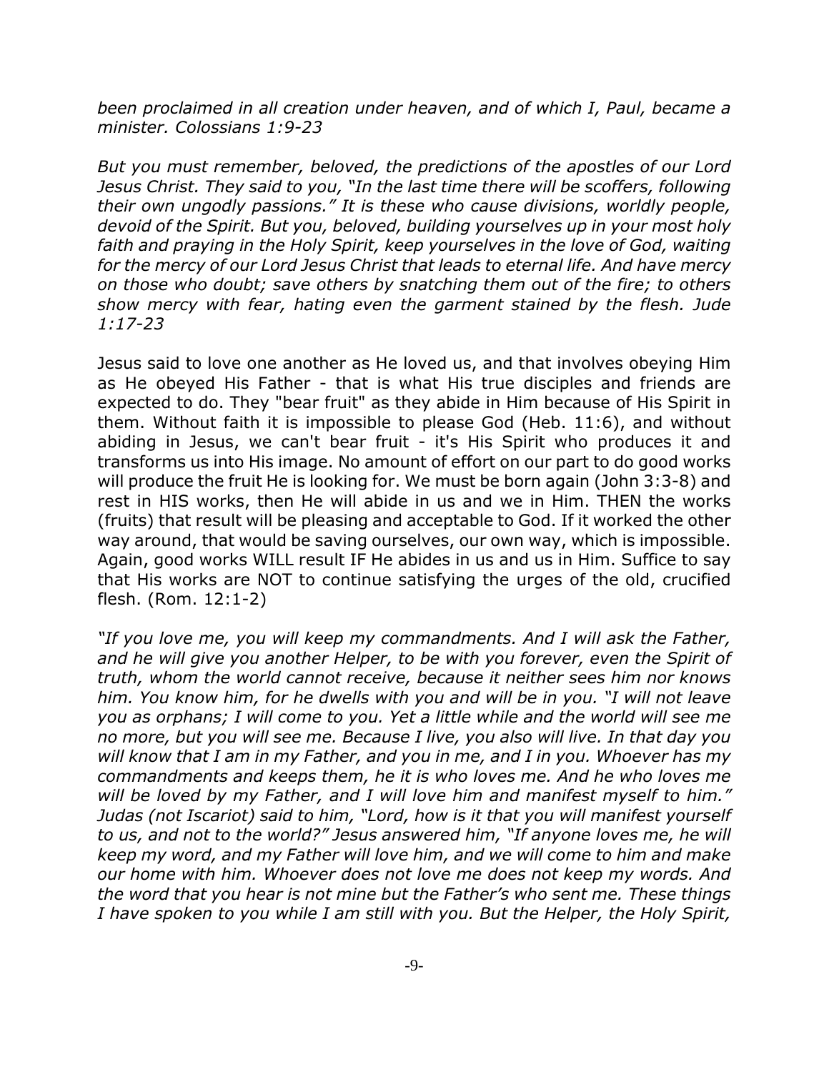*been proclaimed in all creation under heaven, and of which I, Paul, became a minister. Colossians 1:9-23*

*But you must remember, beloved, the predictions of the apostles of our Lord Jesus Christ. They said to you, "In the last time there will be scoffers, following their own ungodly passions." It is these who cause divisions, worldly people, devoid of the Spirit. But you, beloved, building yourselves up in your most holy faith and praying in the Holy Spirit, keep yourselves in the love of God, waiting for the mercy of our Lord Jesus Christ that leads to eternal life. And have mercy on those who doubt; save others by snatching them out of the fire; to others show mercy with fear, hating even the garment stained by the flesh. Jude 1:17-23*

Jesus said to love one another as He loved us, and that involves obeying Him as He obeyed His Father - that is what His true disciples and friends are expected to do. They "bear fruit" as they abide in Him because of His Spirit in them. Without faith it is impossible to please God (Heb. 11:6), and without abiding in Jesus, we can't bear fruit - it's His Spirit who produces it and transforms us into His image. No amount of effort on our part to do good works will produce the fruit He is looking for. We must be born again (John 3:3-8) and rest in HIS works, then He will abide in us and we in Him. THEN the works (fruits) that result will be pleasing and acceptable to God. If it worked the other way around, that would be saving ourselves, our own way, which is impossible. Again, good works WILL result IF He abides in us and us in Him. Suffice to say that His works are NOT to continue satisfying the urges of the old, crucified flesh. (Rom. 12:1-2)

*"If you love me, you will keep my commandments. And I will ask the Father, and he will give you another Helper, to be with you forever, even the Spirit of truth, whom the world cannot receive, because it neither sees him nor knows him. You know him, for he dwells with you and will be in you. "I will not leave you as orphans; I will come to you. Yet a little while and the world will see me no more, but you will see me. Because I live, you also will live. In that day you will know that I am in my Father, and you in me, and I in you. Whoever has my commandments and keeps them, he it is who loves me. And he who loves me will be loved by my Father, and I will love him and manifest myself to him." Judas (not Iscariot) said to him, "Lord, how is it that you will manifest yourself to us, and not to the world?" Jesus answered him, "If anyone loves me, he will keep my word, and my Father will love him, and we will come to him and make our home with him. Whoever does not love me does not keep my words. And the word that you hear is not mine but the Father's who sent me. These things I have spoken to you while I am still with you. But the Helper, the Holy Spirit,*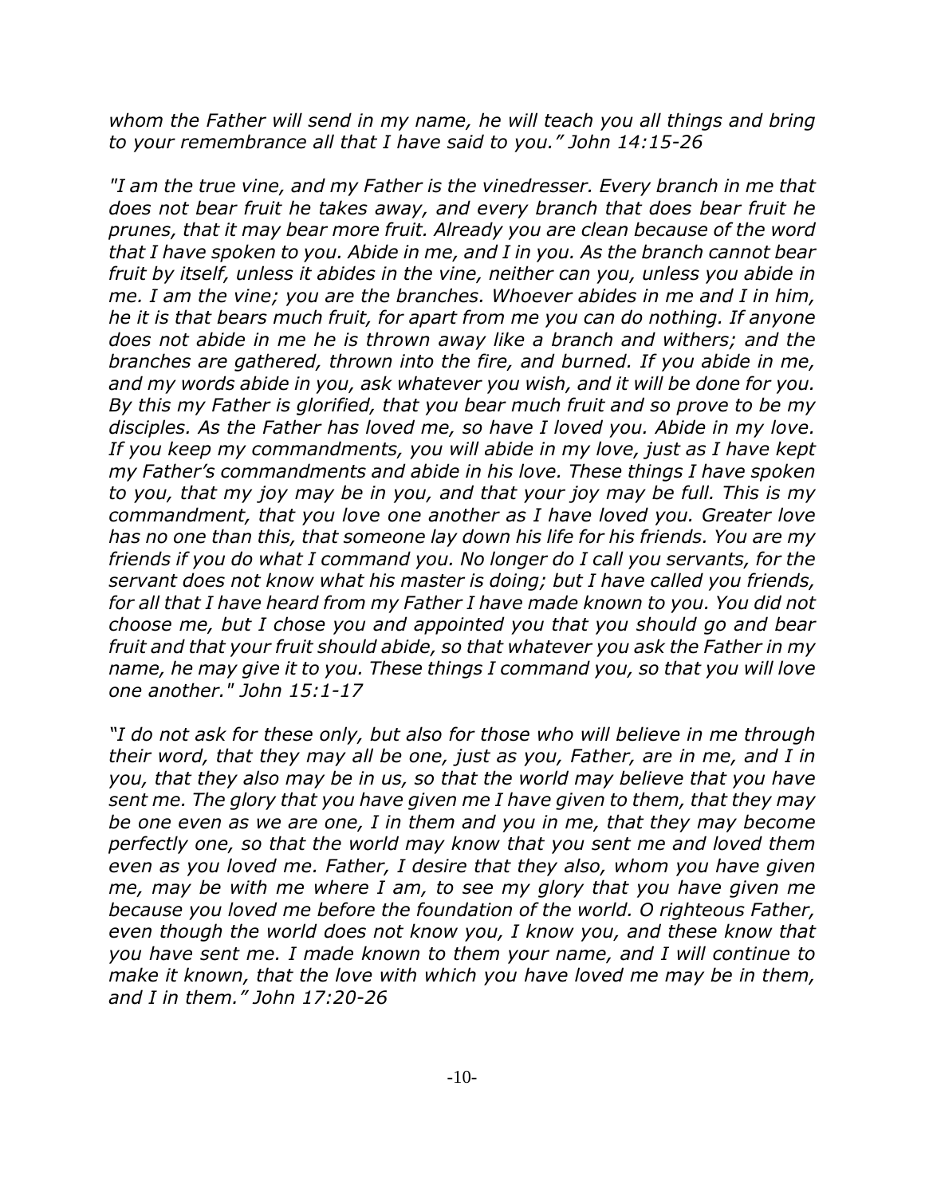*whom the Father will send in my name, he will teach you all things and bring to your remembrance all that I have said to you." John 14:15-26*

*"I am the true vine, and my Father is the vinedresser. Every branch in me that does not bear fruit he takes away, and every branch that does bear fruit he prunes, that it may bear more fruit. Already you are clean because of the word that I have spoken to you. Abide in me, and I in you. As the branch cannot bear fruit by itself, unless it abides in the vine, neither can you, unless you abide in me. I am the vine; you are the branches. Whoever abides in me and I in him, he it is that bears much fruit, for apart from me you can do nothing. If anyone does not abide in me he is thrown away like a branch and withers; and the branches are gathered, thrown into the fire, and burned. If you abide in me, and my words abide in you, ask whatever you wish, and it will be done for you. By this my Father is glorified, that you bear much fruit and so prove to be my disciples. As the Father has loved me, so have I loved you. Abide in my love. If you keep my commandments, you will abide in my love, just as I have kept my Father's commandments and abide in his love. These things I have spoken to you, that my joy may be in you, and that your joy may be full. This is my commandment, that you love one another as I have loved you. Greater love has no one than this, that someone lay down his life for his friends. You are my friends if you do what I command you. No longer do I call you servants, for the servant does not know what his master is doing; but I have called you friends, for all that I have heard from my Father I have made known to you. You did not choose me, but I chose you and appointed you that you should go and bear fruit and that your fruit should abide, so that whatever you ask the Father in my name, he may give it to you. These things I command you, so that you will love one another." John 15:1-17*

*"I do not ask for these only, but also for those who will believe in me through their word, that they may all be one, just as you, Father, are in me, and I in you, that they also may be in us, so that the world may believe that you have sent me. The glory that you have given me I have given to them, that they may be one even as we are one, I in them and you in me, that they may become perfectly one, so that the world may know that you sent me and loved them even as you loved me. Father, I desire that they also, whom you have given me, may be with me where I am, to see my glory that you have given me because you loved me before the foundation of the world. O righteous Father, even though the world does not know you, I know you, and these know that you have sent me. I made known to them your name, and I will continue to make it known, that the love with which you have loved me may be in them, and I in them." John 17:20-26*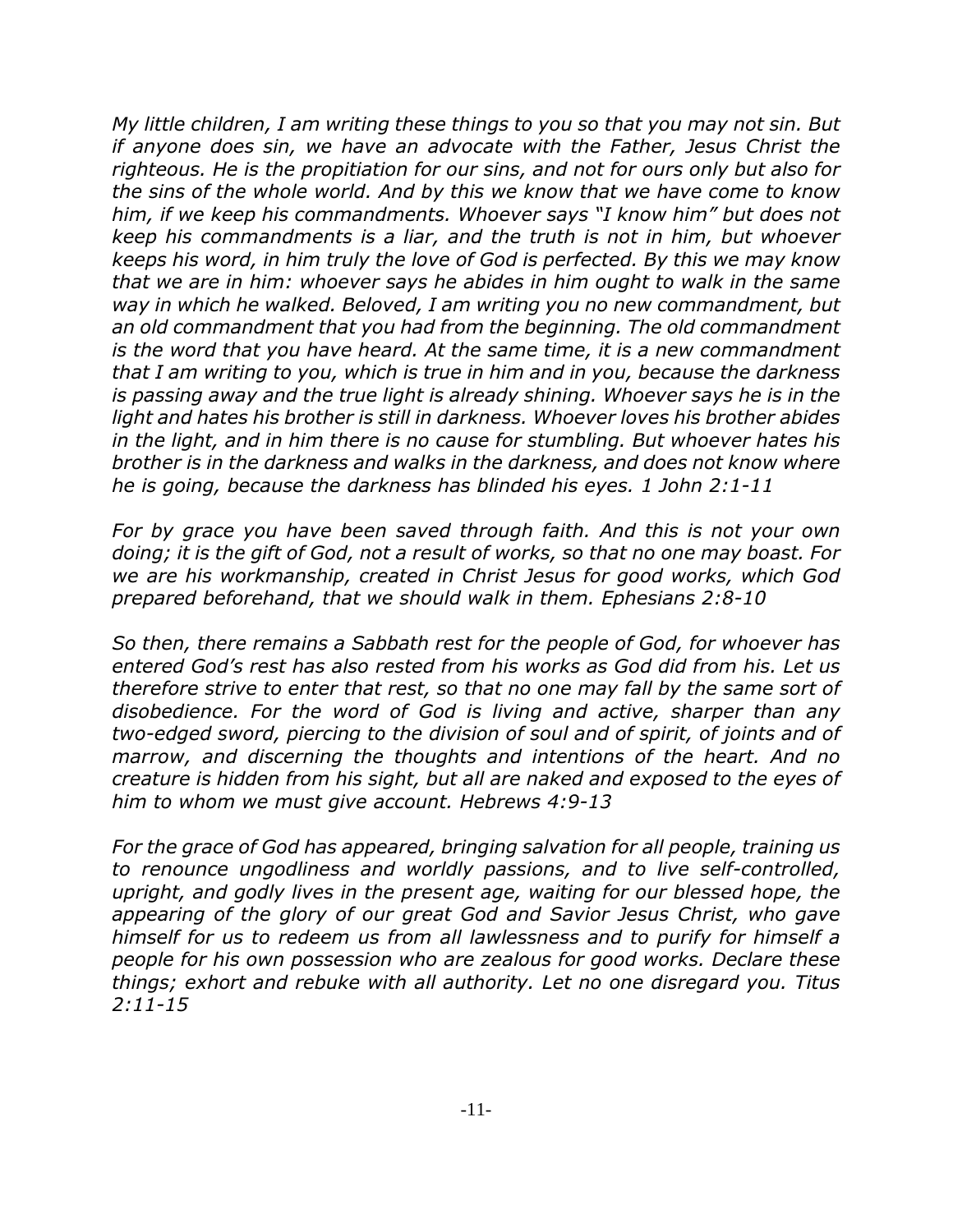*My little children, I am writing these things to you so that you may not sin. But if anyone does sin, we have an advocate with the Father, Jesus Christ the righteous. He is the propitiation for our sins, and not for ours only but also for the sins of the whole world. And by this we know that we have come to know him, if we keep his commandments. Whoever says "I know him" but does not keep his commandments is a liar, and the truth is not in him, but whoever keeps his word, in him truly the love of God is perfected. By this we may know that we are in him: whoever says he abides in him ought to walk in the same way in which he walked. Beloved, I am writing you no new commandment, but an old commandment that you had from the beginning. The old commandment is the word that you have heard. At the same time, it is a new commandment that I am writing to you, which is true in him and in you, because the darkness is passing away and the true light is already shining. Whoever says he is in the light and hates his brother is still in darkness. Whoever loves his brother abides in the light, and in him there is no cause for stumbling. But whoever hates his brother is in the darkness and walks in the darkness, and does not know where he is going, because the darkness has blinded his eyes. 1 John 2:1-11*

*For by grace you have been saved through faith. And this is not your own doing; it is the gift of God, not a result of works, so that no one may boast. For we are his workmanship, created in Christ Jesus for good works, which God prepared beforehand, that we should walk in them. Ephesians 2:8-10*

*So then, there remains a Sabbath rest for the people of God, for whoever has entered God's rest has also rested from his works as God did from his. Let us therefore strive to enter that rest, so that no one may fall by the same sort of disobedience. For the word of God is living and active, sharper than any two-edged sword, piercing to the division of soul and of spirit, of joints and of marrow, and discerning the thoughts and intentions of the heart. And no creature is hidden from his sight, but all are naked and exposed to the eyes of him to whom we must give account. Hebrews 4:9-13*

*For the grace of God has appeared, bringing salvation for all people, training us to renounce ungodliness and worldly passions, and to live self-controlled, upright, and godly lives in the present age, waiting for our blessed hope, the appearing of the glory of our great God and Savior Jesus Christ, who gave himself for us to redeem us from all lawlessness and to purify for himself a people for his own possession who are zealous for good works. Declare these things; exhort and rebuke with all authority. Let no one disregard you. Titus 2:11-15*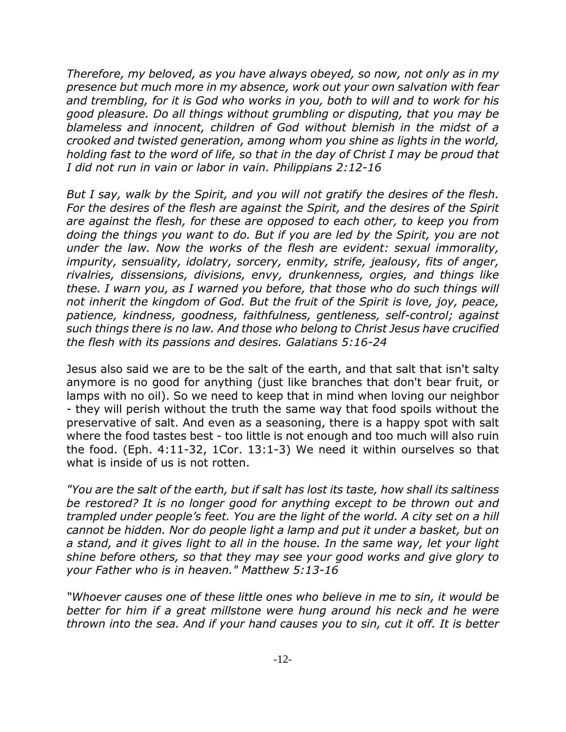*Therefore, my beloved, as you have always obeyed, so now, not only as in my presence but much more in my absence, work out your own salvation with fear and trembling, for it is God who works in you, both to will and to work for his good pleasure. Do all things without grumbling or disputing, that you may be blameless and innocent, children of God without blemish in the midst of a crooked and twisted generation, among whom you shine as lights in the world, holding fast to the word of life, so that in the day of Christ I may be proud that I did not run in vain or labor in vain. Philippians 2:12-16*

*But I say, walk by the Spirit, and you will not gratify the desires of the flesh. For the desires of the flesh are against the Spirit, and the desires of the Spirit are against the flesh, for these are opposed to each other, to keep you from doing the things you want to do. But if you are led by the Spirit, you are not under the law. Now the works of the flesh are evident: sexual immorality, impurity, sensuality, idolatry, sorcery, enmity, strife, jealousy, fits of anger, rivalries, dissensions, divisions, envy, drunkenness, orgies, and things like these. I warn you, as I warned you before, that those who do such things will not inherit the kingdom of God. But the fruit of the Spirit is love, joy, peace, patience, kindness, goodness, faithfulness, gentleness, self-control; against such things there is no law. And those who belong to Christ Jesus have crucified the flesh with its passions and desires. Galatians 5:16-24*

Jesus also said we are to be the salt of the earth, and that salt that isn't salty anymore is no good for anything (just like branches that don't bear fruit, or lamps with no oil). So we need to keep that in mind when loving our neighbor - they will perish without the truth the same way that food spoils without the preservative of salt. And even as a seasoning, there is a happy spot with salt where the food tastes best - too little is not enough and too much will also ruin the food. (Eph. 4:11-32, 1Cor. 13:1-3) We need it within ourselves so that what is inside of us is not rotten.

*"You are the salt of the earth, but if salt has lost its taste, how shall its saltiness be restored? It is no longer good for anything except to be thrown out and trampled under people's feet. You are the light of the world. A city set on a hill cannot be hidden. Nor do people light a lamp and put it under a basket, but on a stand, and it gives light to all in the house. In the same way, let your light shine before others, so that they may see your good works and give glory to your Father who is in heaven." Matthew 5:13-16*

*"Whoever causes one of these little ones who believe in me to sin, it would be better for him if a great millstone were hung around his neck and he were thrown into the sea. And if your hand causes you to sin, cut it off. It is better*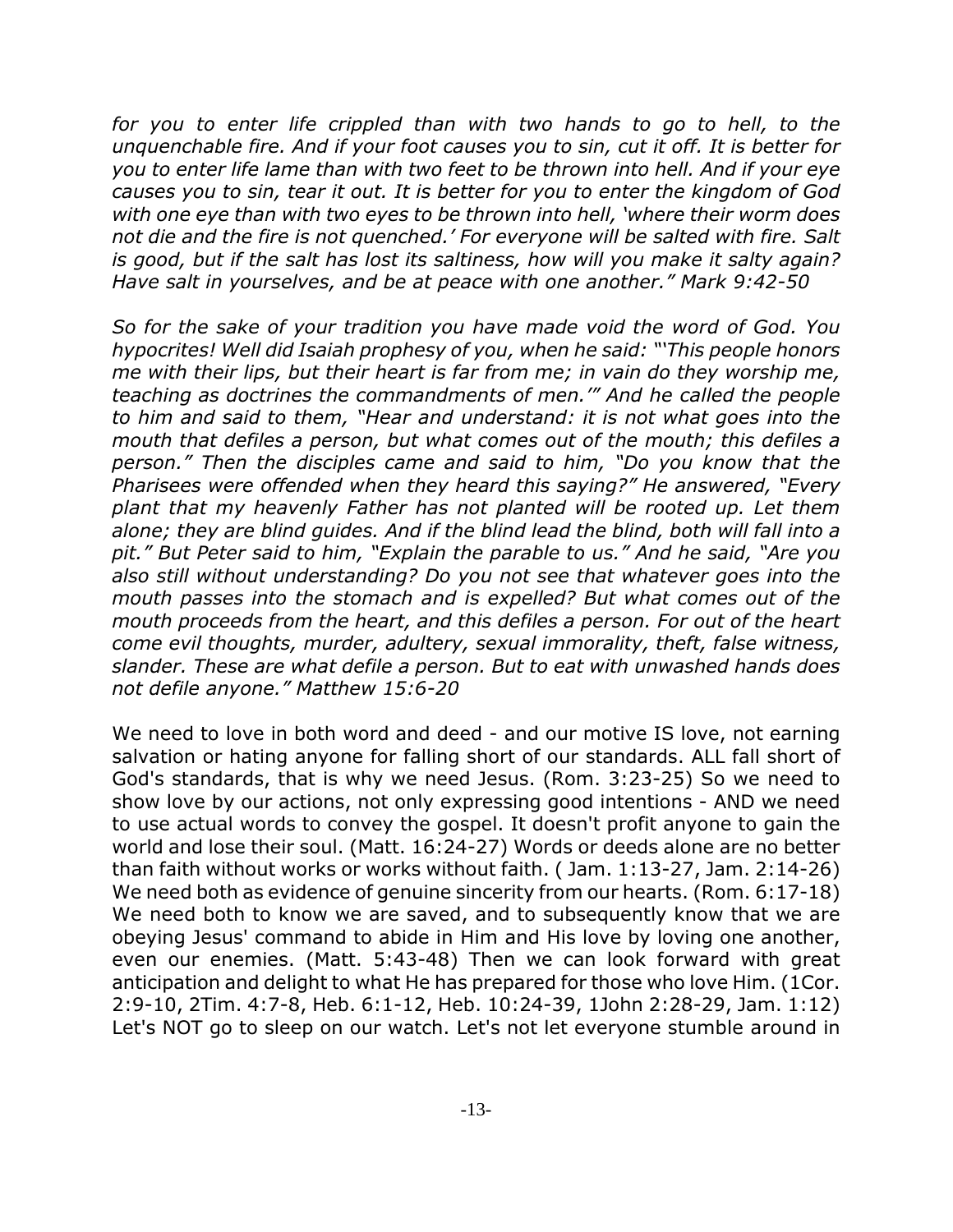*for you to enter life crippled than with two hands to go to hell, to the unquenchable fire. And if your foot causes you to sin, cut it off. It is better for you to enter life lame than with two feet to be thrown into hell. And if your eye causes you to sin, tear it out. It is better for you to enter the kingdom of God with one eye than with two eyes to be thrown into hell, 'where their worm does not die and the fire is not quenched.' For everyone will be salted with fire. Salt is good, but if the salt has lost its saltiness, how will you make it salty again? Have salt in yourselves, and be at peace with one another." Mark 9:42-50*

*So for the sake of your tradition you have made void the word of God. You hypocrites! Well did Isaiah prophesy of you, when he said: "'This people honors me with their lips, but their heart is far from me; in vain do they worship me, teaching as doctrines the commandments of men.'" And he called the people to him and said to them, "Hear and understand: it is not what goes into the mouth that defiles a person, but what comes out of the mouth; this defiles a person." Then the disciples came and said to him, "Do you know that the Pharisees were offended when they heard this saying?" He answered, "Every plant that my heavenly Father has not planted will be rooted up. Let them alone; they are blind guides. And if the blind lead the blind, both will fall into a pit." But Peter said to him, "Explain the parable to us." And he said, "Are you also still without understanding? Do you not see that whatever goes into the mouth passes into the stomach and is expelled? But what comes out of the mouth proceeds from the heart, and this defiles a person. For out of the heart come evil thoughts, murder, adultery, sexual immorality, theft, false witness, slander. These are what defile a person. But to eat with unwashed hands does not defile anyone." Matthew 15:6-20*

We need to love in both word and deed - and our motive IS love, not earning salvation or hating anyone for falling short of our standards. ALL fall short of God's standards, that is why we need Jesus. (Rom. 3:23-25) So we need to show love by our actions, not only expressing good intentions - AND we need to use actual words to convey the gospel. It doesn't profit anyone to gain the world and lose their soul. (Matt. 16:24-27) Words or deeds alone are no better than faith without works or works without faith. ( Jam. 1:13-27, Jam. 2:14-26) We need both as evidence of genuine sincerity from our hearts. (Rom. 6:17-18) We need both to know we are saved, and to subsequently know that we are obeying Jesus' command to abide in Him and His love by loving one another, even our enemies. (Matt. 5:43-48) Then we can look forward with great anticipation and delight to what He has prepared for those who love Him. (1Cor. 2:9-10, 2Tim. 4:7-8, Heb. 6:1-12, Heb. 10:24-39, 1John 2:28-29, Jam. 1:12) Let's NOT go to sleep on our watch. Let's not let everyone stumble around in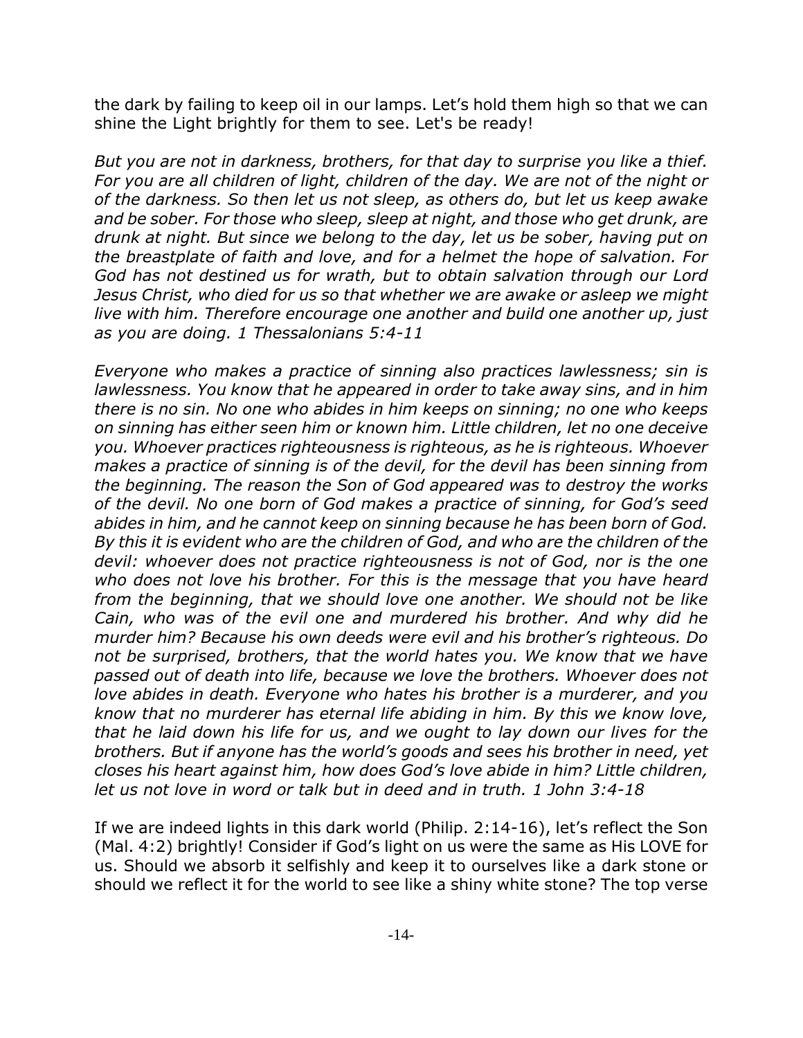the dark by failing to keep oil in our lamps. Let's hold them high so that we can shine the Light brightly for them to see. Let's be ready!

*But you are not in darkness, brothers, for that day to surprise you like a thief. For you are all children of light, children of the day. We are not of the night or of the darkness. So then let us not sleep, as others do, but let us keep awake and be sober. For those who sleep, sleep at night, and those who get drunk, are drunk at night. But since we belong to the day, let us be sober, having put on the breastplate of faith and love, and for a helmet the hope of salvation. For God has not destined us for wrath, but to obtain salvation through our Lord Jesus Christ, who died for us so that whether we are awake or asleep we might live with him. Therefore encourage one another and build one another up, just as you are doing. 1 Thessalonians 5:4-11*

*Everyone who makes a practice of sinning also practices lawlessness; sin is lawlessness. You know that he appeared in order to take away sins, and in him there is no sin. No one who abides in him keeps on sinning; no one who keeps on sinning has either seen him or known him. Little children, let no one deceive you. Whoever practices righteousness is righteous, as he is righteous. Whoever makes a practice of sinning is of the devil, for the devil has been sinning from the beginning. The reason the Son of God appeared was to destroy the works of the devil. No one born of God makes a practice of sinning, for God's seed abides in him, and he cannot keep on sinning because he has been born of God. By this it is evident who are the children of God, and who are the children of the devil: whoever does not practice righteousness is not of God, nor is the one who does not love his brother. For this is the message that you have heard from the beginning, that we should love one another. We should not be like Cain, who was of the evil one and murdered his brother. And why did he murder him? Because his own deeds were evil and his brother's righteous. Do not be surprised, brothers, that the world hates you. We know that we have passed out of death into life, because we love the brothers. Whoever does not love abides in death. Everyone who hates his brother is a murderer, and you know that no murderer has eternal life abiding in him. By this we know love, that he laid down his life for us, and we ought to lay down our lives for the brothers. But if anyone has the world's goods and sees his brother in need, yet closes his heart against him, how does God's love abide in him? Little children, let us not love in word or talk but in deed and in truth. 1 John 3:4-18*

If we are indeed lights in this dark world (Philip. 2:14-16), let's reflect the Son (Mal. 4:2) brightly! Consider if God's light on us were the same as His LOVE for us. Should we absorb it selfishly and keep it to ourselves like a dark stone or should we reflect it for the world to see like a shiny white stone? The top verse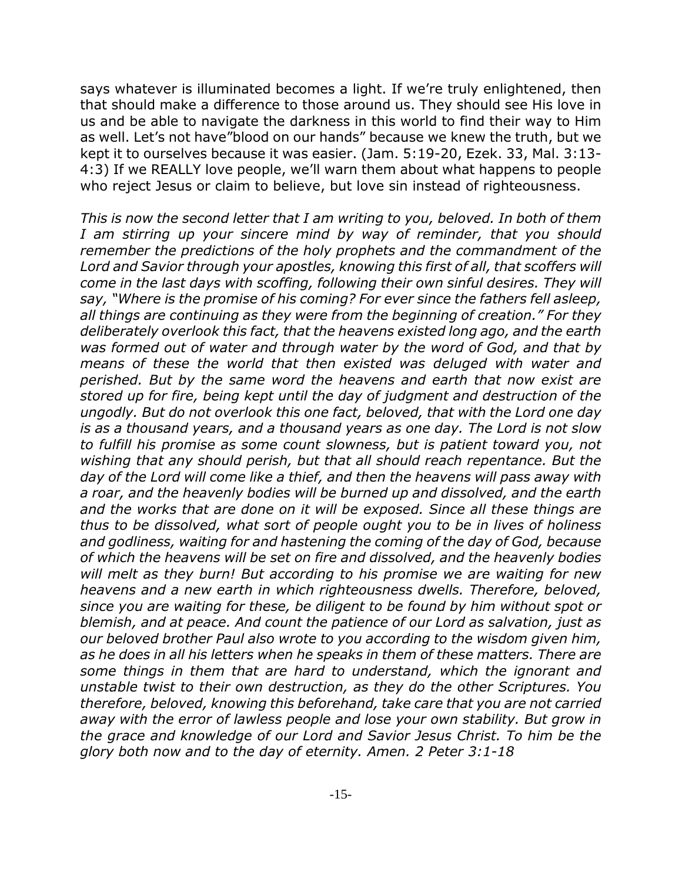says whatever is illuminated becomes a light. If we're truly enlightened, then that should make a difference to those around us. They should see His love in us and be able to navigate the darkness in this world to find their way to Him as well. Let's not have"blood on our hands" because we knew the truth, but we kept it to ourselves because it was easier. (Jam. 5:19-20, Ezek. 33, Mal. 3:13-4:3) If we REALLY love people, we'll warn them about what happens to people who reject Jesus or claim to believe, but love sin instead of righteousness.

*This is now the second letter that I am writing to you, beloved. In both of them I am stirring up your sincere mind by way of reminder, that you should remember the predictions of the holy prophets and the commandment of the Lord and Savior through your apostles, knowing this first of all, that scoffers will come in the last days with scoffing, following their own sinful desires. They will say, "Where is the promise of his coming? For ever since the fathers fell asleep, all things are continuing as they were from the beginning of creation." For they deliberately overlook this fact, that the heavens existed long ago, and the earth was formed out of water and through water by the word of God, and that by means of these the world that then existed was deluged with water and perished. But by the same word the heavens and earth that now exist are stored up for fire, being kept until the day of judgment and destruction of the ungodly. But do not overlook this one fact, beloved, that with the Lord one day is as a thousand years, and a thousand years as one day. The Lord is not slow to fulfill his promise as some count slowness, but is patient toward you, not wishing that any should perish, but that all should reach repentance. But the day of the Lord will come like a thief, and then the heavens will pass away with a roar, and the heavenly bodies will be burned up and dissolved, and the earth and the works that are done on it will be exposed. Since all these things are thus to be dissolved, what sort of people ought you to be in lives of holiness and godliness, waiting for and hastening the coming of the day of God, because of which the heavens will be set on fire and dissolved, and the heavenly bodies will melt as they burn! But according to his promise we are waiting for new heavens and a new earth in which righteousness dwells. Therefore, beloved, since you are waiting for these, be diligent to be found by him without spot or blemish, and at peace. And count the patience of our Lord as salvation, just as our beloved brother Paul also wrote to you according to the wisdom given him, as he does in all his letters when he speaks in them of these matters. There are some things in them that are hard to understand, which the ignorant and unstable twist to their own destruction, as they do the other Scriptures. You therefore, beloved, knowing this beforehand, take care that you are not carried away with the error of lawless people and lose your own stability. But grow in the grace and knowledge of our Lord and Savior Jesus Christ. To him be the glory both now and to the day of eternity. Amen. 2 Peter 3:1-18*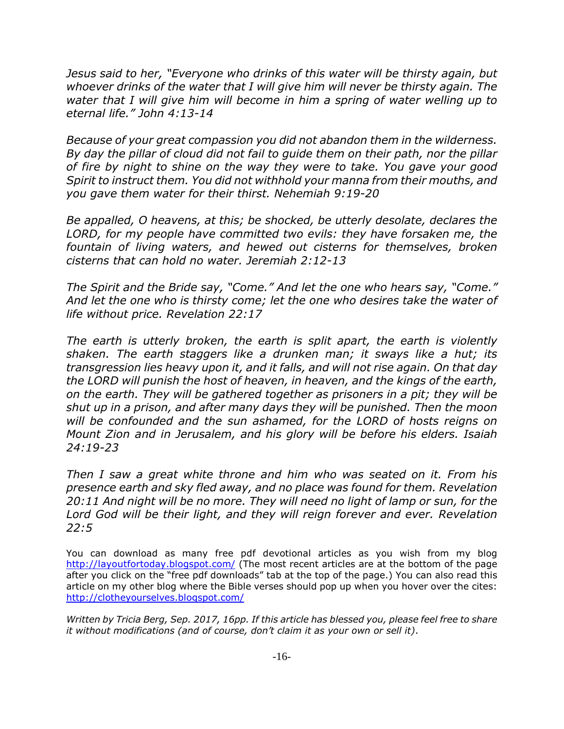*Jesus said to her, "Everyone who drinks of this water will be thirsty again, but whoever drinks of the water that I will give him will never be thirsty again. The water that I will give him will become in him a spring of water welling up to eternal life." John 4:13-14*

*Because of your great compassion you did not abandon them in the wilderness. By day the pillar of cloud did not fail to guide them on their path, nor the pillar of fire by night to shine on the way they were to take. You gave your good Spirit to instruct them. You did not withhold your manna from their mouths, and you gave them water for their thirst. Nehemiah 9:19-20*

*Be appalled, O heavens, at this; be shocked, be utterly desolate, declares the LORD, for my people have committed two evils: they have forsaken me, the fountain of living waters, and hewed out cisterns for themselves, broken cisterns that can hold no water. Jeremiah 2:12-13*

*The Spirit and the Bride say, "Come." And let the one who hears say, "Come." And let the one who is thirsty come; let the one who desires take the water of life without price. Revelation 22:17*

*The earth is utterly broken, the earth is split apart, the earth is violently shaken. The earth staggers like a drunken man; it sways like a hut; its transgression lies heavy upon it, and it falls, and will not rise again. On that day the LORD will punish the host of heaven, in heaven, and the kings of the earth, on the earth. They will be gathered together as prisoners in a pit; they will be shut up in a prison, and after many days they will be punished. Then the moon will be confounded and the sun ashamed, for the LORD of hosts reigns on Mount Zion and in Jerusalem, and his glory will be before his elders. Isaiah 24:19-23*

*Then I saw a great white throne and him who was seated on it. From his presence earth and sky fled away, and no place was found for them. Revelation 20:11 And night will be no more. They will need no light of lamp or sun, for the Lord God will be their light, and they will reign forever and ever. Revelation 22:5*

You can download as many free pdf devotional articles as you wish from my blog http://layoutfortoday.blogspot.com/ (The most recent articles are at the bottom of the page after you click on the "free pdf downloads" tab at the top of the page.) You can also read this article on my other blog where the Bible verses should pop up when you hover over the cites: http://clotheyourselves.blogspot.com/

*Written by Tricia Berg, Sep. 2017, 16pp. If this article has blessed you, please feel free to share it without modifications (and of course, don't claim it as your own or sell it).*